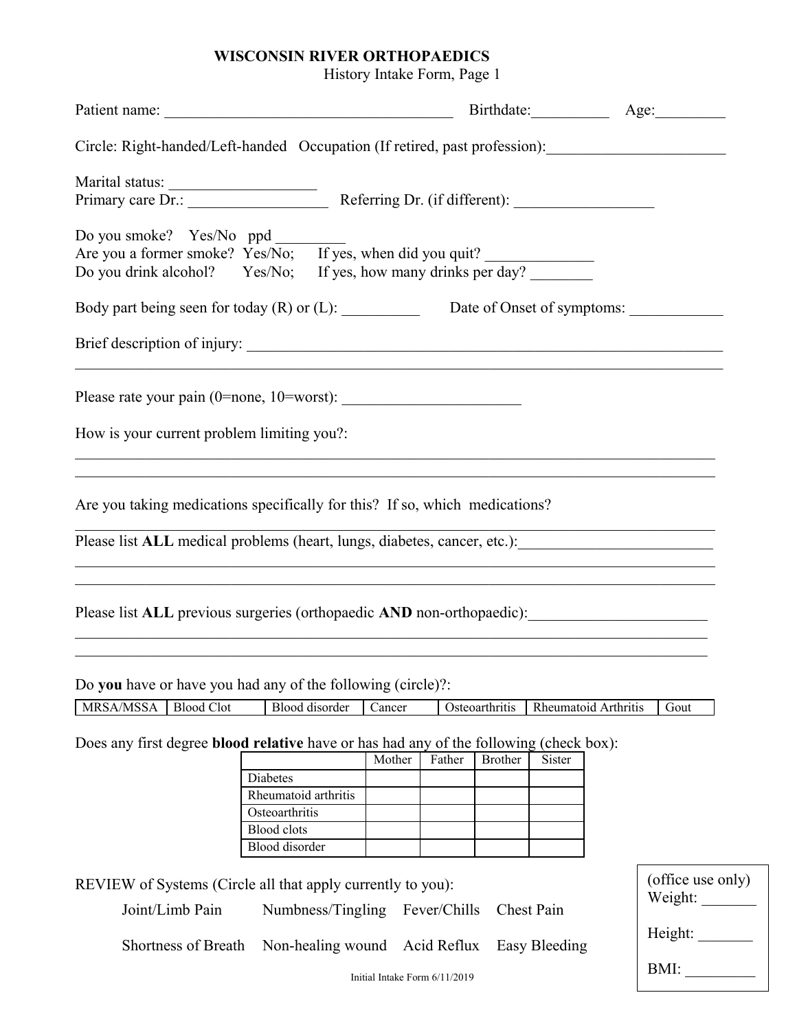# WISCONSIN RIVER ORTHOPAEDICS

History Intake Form, Page 1

Patient name: ______________________________________ Birthdate:__________ Age:_________

Circle: Right-handed/Left-handed Occupation (If retired, past profession):_______________________

Marital status: ___________________

Primary care Dr.: __________________ Referring Dr. (if different): __________________

Do you smoke? Yes/No ppd _________

Are you a former smoke? Yes/No; If yes, when did you quit? ______________

Do you drink alcohol? Yes/No; If yes, how many drinks per day? ________

Body part being seen for today (R) or (L): __________ Date of Onset of symptoms: ____________

Brief description of injury: _______________________________________________________________

_____________________________________________________________________________________

Please rate your pain (0=none, 10=worst): _______________________

How is your current problem limiting you?:

_____________________________________________________________________________________

_____________________________________________________________________________________

Are you taking medications specifically for this? If so, which medications?

_____________________________________________________________________________________

Please list **ALL** medical problems (heart, lungs, diabetes, cancer, etc.):_________________________

_____________________________________________________________________________________

_____________________________________________________________________________________

Please list **ALL** previous surgeries (orthopaedic **AND** non-orthopaedic):_______________________

_____________________________________________________________________________________

_____________________________________________________________________________________

Do **you** have or have you had any of the following (circle)?:

| MRSA/MSSA | Blood Clot | Blood disorder | Cancer | Osteoarthritis | Rheumatoid Arthritis | Gout |
|---|---|---|---|---|---|---|

Does any first degree **blood relative** have or has had any of the following (check box):

| | Mother | Father | Brother | Sister |
|---|---|---|---|---|
| Diabetes | | | | |
| Rheumatoid arthritis | | | | |
| Osteoarthritis | | | | |
| Blood clots | | | | |
| Blood disorder | | | | |

REVIEW of Systems (Circle all that apply currently to you):

Joint/Limb Pain Numbness/Tingling Fever/Chills Chest Pain

Shortness of Breath Non-healing wound Acid Reflux Easy Bleeding

(office use only)

Weight: _______

Height: _______

BMI: _________

Initial Intake Form 6/11/2019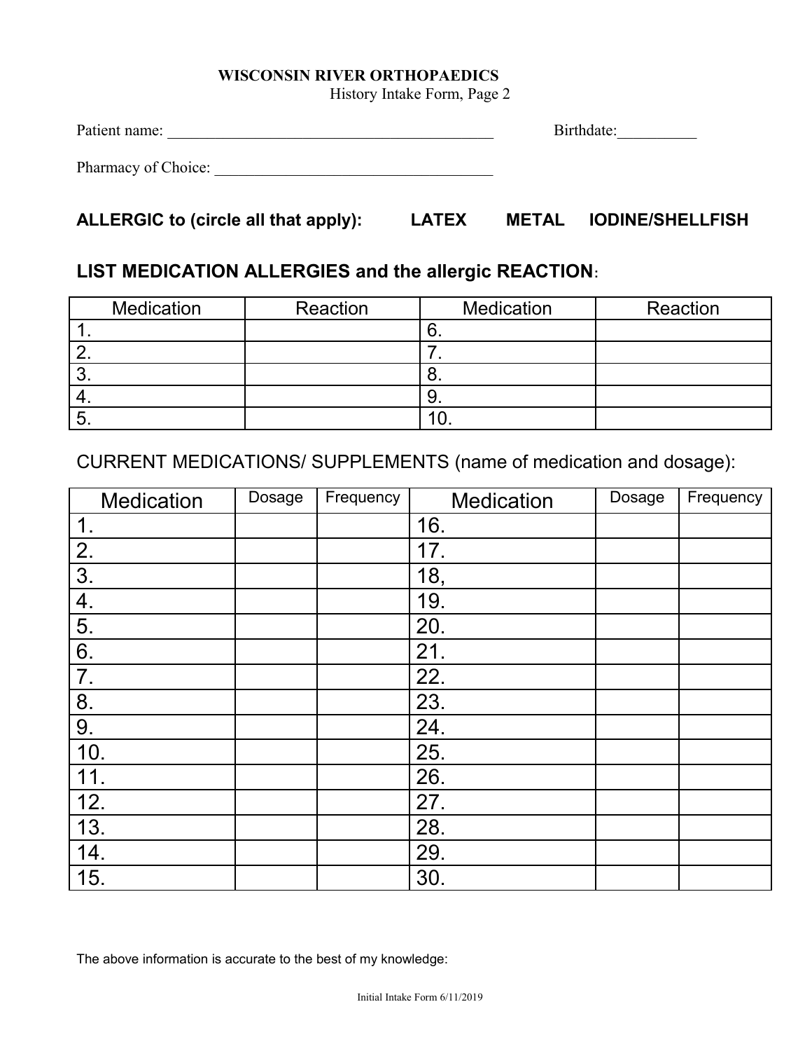**WISCONSIN RIVER ORTHOPAEDICS**
History Intake Form, Page 2

Patient name: __________________________________________ Birthdate:__________

Pharmacy of Choice: ____________________________________

**ALLERGIC to (circle all that apply): LATEX METAL IODINE/SHELLFISH**

## LIST MEDICATION ALLERGIES and the allergic REACTION:

| Medication | Reaction | Medication | Reaction |
|---|---|---|---|
| 1. | | 6. | |
| 2. | | 7. | |
| 3. | | 8. | |
| 4. | | 9. | |
| 5. | | 10. | |

CURRENT MEDICATIONS/ SUPPLEMENTS (name of medication and dosage):

| Medication | Dosage | Frequency | Medication | Dosage | Frequency |
|---|---|---|---|---|---|
| 1. | | | 16. | | |
| 2. | | | 17. | | |
| 3. | | | 18, | | |
| 4. | | | 19. | | |
| 5. | | | 20. | | |
| 6. | | | 21. | | |
| 7. | | | 22. | | |
| 8. | | | 23. | | |
| 9. | | | 24. | | |
| 10. | | | 25. | | |
| 11. | | | 26. | | |
| 12. | | | 27. | | |
| 13. | | | 28. | | |
| 14. | | | 29. | | |
| 15. | | | 30. | | |

The above information is accurate to the best of my knowledge:

Initial Intake Form 6/11/2019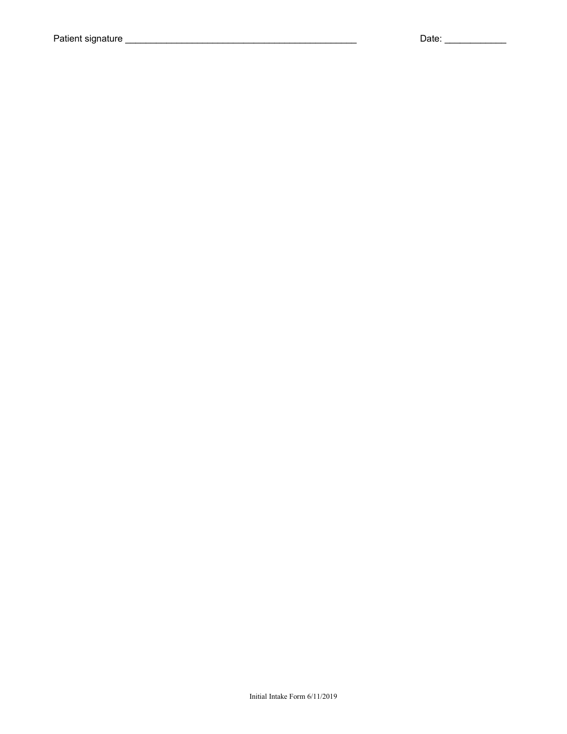Patient signature _____________________________________________ Date: ____________